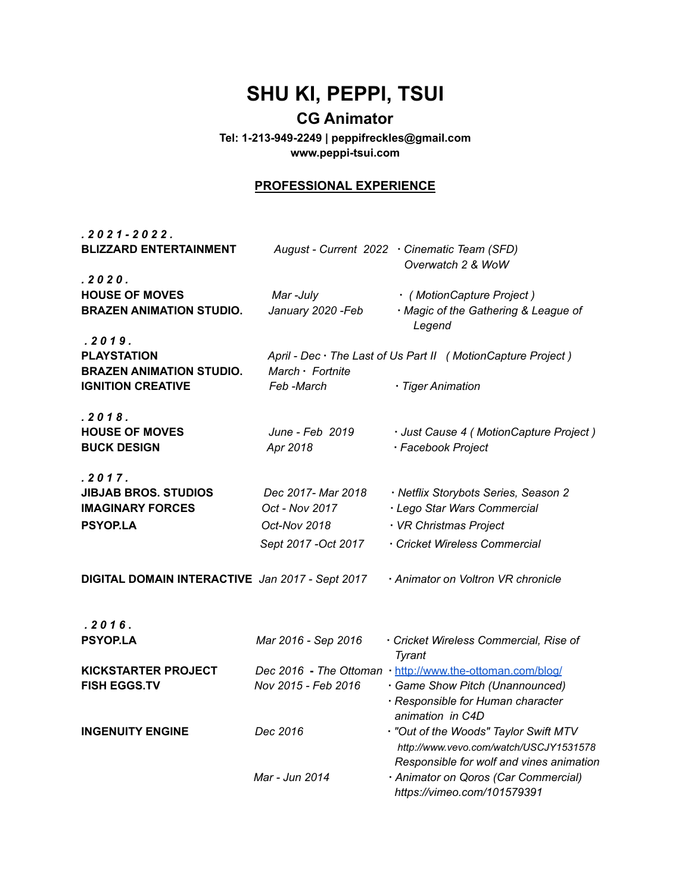# SHU KI, PEPPI, TSUI

## CG Animator

**Tel: 1-213-949-2249 | peppifreckles@gmail.com**
**www.peppi-tsui.com**

## PROFESSIONAL EXPERIENCE

***. 2 0 2 1 - 2 0 2 2 .***

| | | |
|---|---|---|
| **BLIZZARD ENTERTAINMENT** | *August - Current 2022* | *· Cinematic Team (SFD) Overwatch 2 & WoW* |

***. 2 0 2 0 .***

| | | |
|---|---|---|
| **HOUSE OF MOVES** | *Mar -July* | *· ( MotionCapture Project )* |
| **BRAZEN ANIMATION STUDIO.** | *January 2020 -Feb* | *· Magic of the Gathering & League of Legend* |

***. 2 0 1 9 .***

| | | |
|---|---|---|
| **PLAYSTATION** | *April - Dec* | *· The Last of Us Part II ( MotionCapture Project )* |
| **BRAZEN ANIMATION STUDIO.** | *March* | *· Fortnite* |
| **IGNITION CREATIVE** | *Feb -March* | *· Tiger Animation* |

***. 2 0 1 8 .***

| | | |
|---|---|---|
| **HOUSE OF MOVES** | *June - Feb 2019* | *· Just Cause 4 ( MotionCapture Project )* |
| **BUCK DESIGN** | *Apr 2018* | *· Facebook Project* |

***. 2 0 1 7 .***

| | | |
|---|---|---|
| **JIBJAB BROS. STUDIOS** | *Dec 2017- Mar 2018* | *· Netflix Storybots Series, Season 2* |
| **IMAGINARY FORCES** | *Oct - Nov 2017* | *· Lego Star Wars Commercial* |
| **PSYOP.LA** | *Oct-Nov 2018* | *· VR Christmas Project* |
| | *Sept 2017 -Oct 2017* | *· Cricket Wireless Commercial* |
| **DIGITAL DOMAIN INTERACTIVE** | *Jan 2017 - Sept 2017* | *· Animator on Voltron VR chronicle* |

***. 2 0 1 6 .***

| | | |
|---|---|---|
| **PSYOP.LA** | *Mar 2016 - Sep 2016* | *· Cricket Wireless Commercial, Rise of Tyrant* |
| **KICKSTARTER PROJECT** | *Dec 2016 - The Ottoman* | *· http://www.the-ottoman.com/blog/* |
| **FISH EGGS.TV** | *Nov 2015 - Feb 2016* | *· Game Show Pitch (Unannounced)* *· Responsible for Human character animation in C4D* |
| **INGENUITY ENGINE** | *Dec 2016* | *· "Out of the Woods" Taylor Swift MTV* *http://www.vevo.com/watch/USCJY1531578* *Responsible for wolf and vines animation* |
| | *Mar - Jun 2014* | *· Animator on Qoros (Car Commercial)* *https://vimeo.com/101579391* |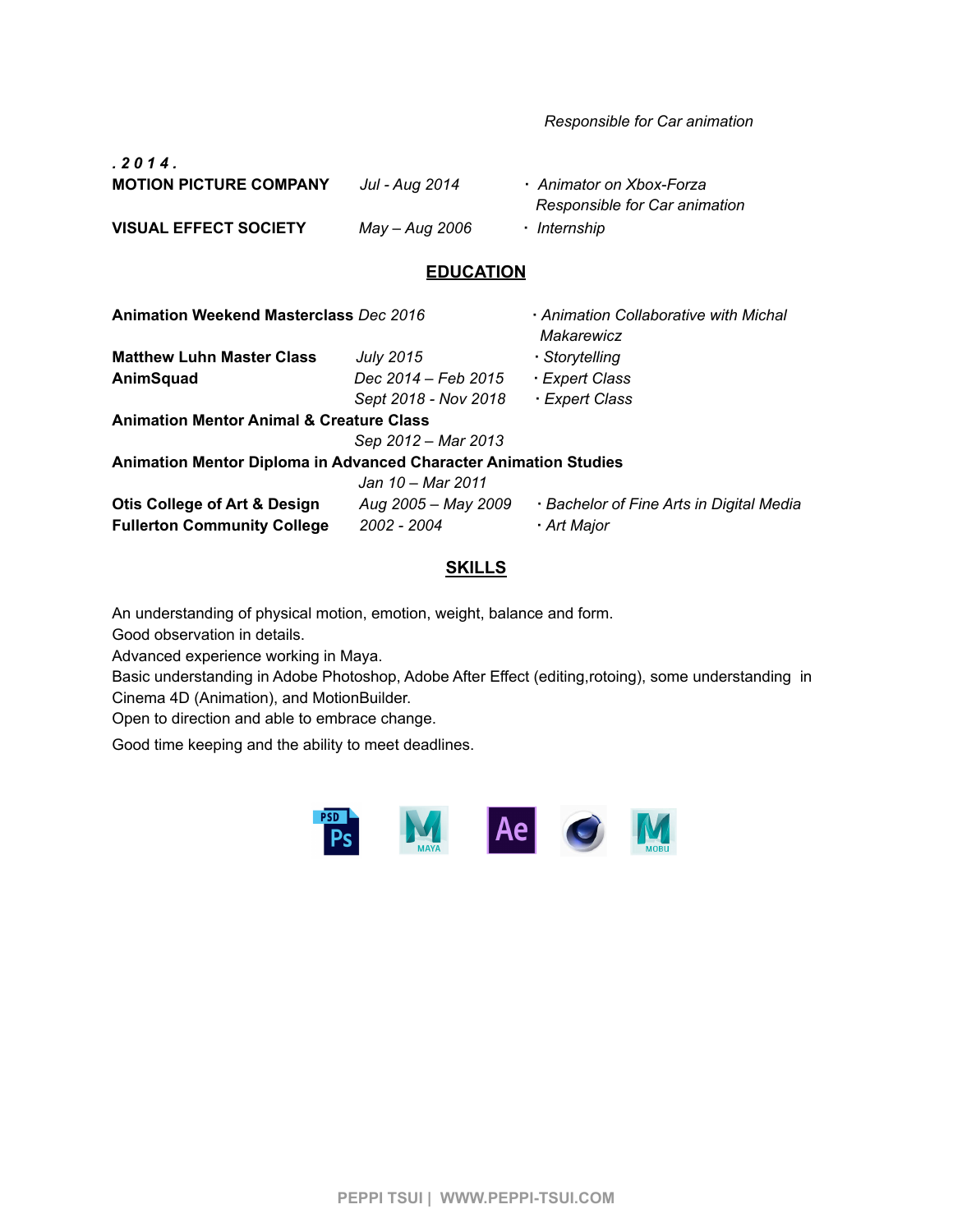*Responsible for Car animation*

***. 2 0 1 4 .***

| | | |
|---|---|---|
| **MOTION PICTURE COMPANY** | *Jul - Aug 2014* | *・ Animator on Xbox-Forza Responsible for Car animation* |
| **VISUAL EFFECT SOCIETY** | *May – Aug 2006* | *・ Internship* |

## EDUCATION

| | | |
|---|---|---|
| **Animation Weekend Masterclass** | *Dec 2016* | *・Animation Collaborative with Michal Makarewicz* |
| **Matthew Luhn Master Class** | *July 2015* | *・Storytelling* |
| **AnimSquad** | *Dec 2014 – Feb 2015* | *・Expert Class* |
| | *Sept 2018 - Nov 2018* | *・Expert Class* |
| **Animation Mentor Animal & Creature Class** | *Sep 2012 – Mar 2013* | |
| **Animation Mentor Diploma in Advanced Character Animation Studies** | *Jan 10 – Mar 2011* | |
| **Otis College of Art & Design** | *Aug 2005 – May 2009* | *・Bachelor of Fine Arts in Digital Media* |
| **Fullerton Community College** | *2002 - 2004* | *・Art Major* |

## SKILLS

An understanding of physical motion, emotion, weight, balance and form.
Good observation in details.
Advanced experience working in Maya.
Basic understanding in Adobe Photoshop, Adobe After Effect (editing,rotoing), some understanding in Cinema 4D (Animation), and MotionBuilder.
Open to direction and able to embrace change.
Good time keeping and the ability to meet deadlines.

PEPPI TSUI | WWW.PEPPI-TSUI.COM